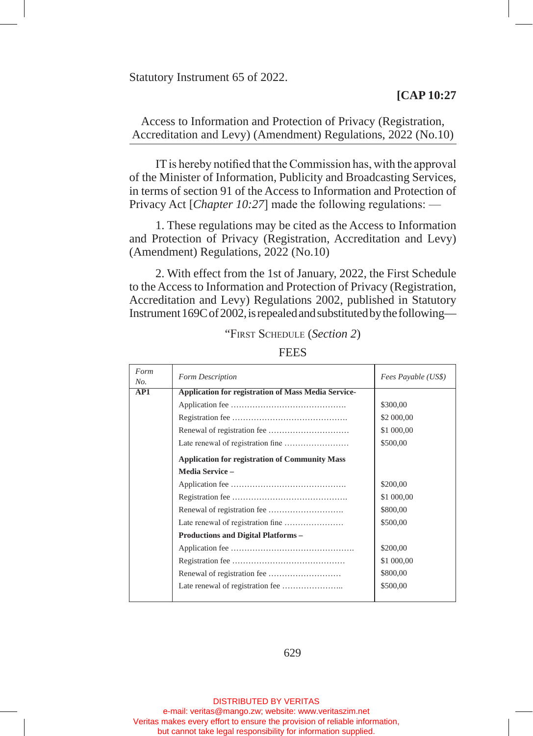Statutory Instrument 65 of 2022.

**[CAP 10:27**

# Access to Information and Protection of Privacy (Registration, Accreditation and Levy) (Amendment) Regulations, 2022 (No.10)

IT is hereby notified that the Commission has, with the approval of the Minister of Information, Publicity and Broadcasting Services, in terms of section 91 of the Access to Information and Protection of Privacy Act [*Chapter 10:27*] made the following regulations: —

1. These regulations may be cited as the Access to Information and Protection of Privacy (Registration, Accreditation and Levy) (Amendment) Regulations, 2022 (No.10)

2. With effect from the 1st of January, 2022, the First Schedule to the Access to Information and Protection of Privacy (Registration, Accreditation and Levy) Regulations 2002, published in Statutory Instrument 169C of 2002, is repealed and substituted by the following—

"FIRST SCHEDULE (*Section 2*)

FEES

| *Form No.* | *Form Description* | *Fees Payable (US$)* |
|---|---|---|
| **AP1** | **Application for registration of Mass Media Service-** | |
| | Application fee ………………………………………. | $300,00 |
| | Registration fee ………………………………………. | $2 000,00 |
| | Renewal of registration fee ………………………… | $1 000,00 |
| | Late renewal of registration fine …………………… | $500,00 |
| | **Application for registration of Community Mass Media Service –** | |
| | Application fee ………………………………………. | $200,00 |
| | Registration fee ………………………………………. | $1 000,00 |
| | Renewal of registration fee ………………………. | $800,00 |
| | Late renewal of registration fine …………………. | $500,00 |
| | **Productions and Digital Platforms –** | |
| | Application fee ………………………………………… | $200,00 |
| | Registration fee ……………………………………… | $1 000,00 |
| | Renewal of registration fee ……………………… | $800,00 |
| | Late renewal of registration fee ………………….. | $500,00 |

DISTRIBUTED BY VERITAS
e-mail: veritas@mango.zw; website: www.veritaszim.net
Veritas makes every effort to ensure the provision of reliable information, but cannot take legal responsibility for information supplied.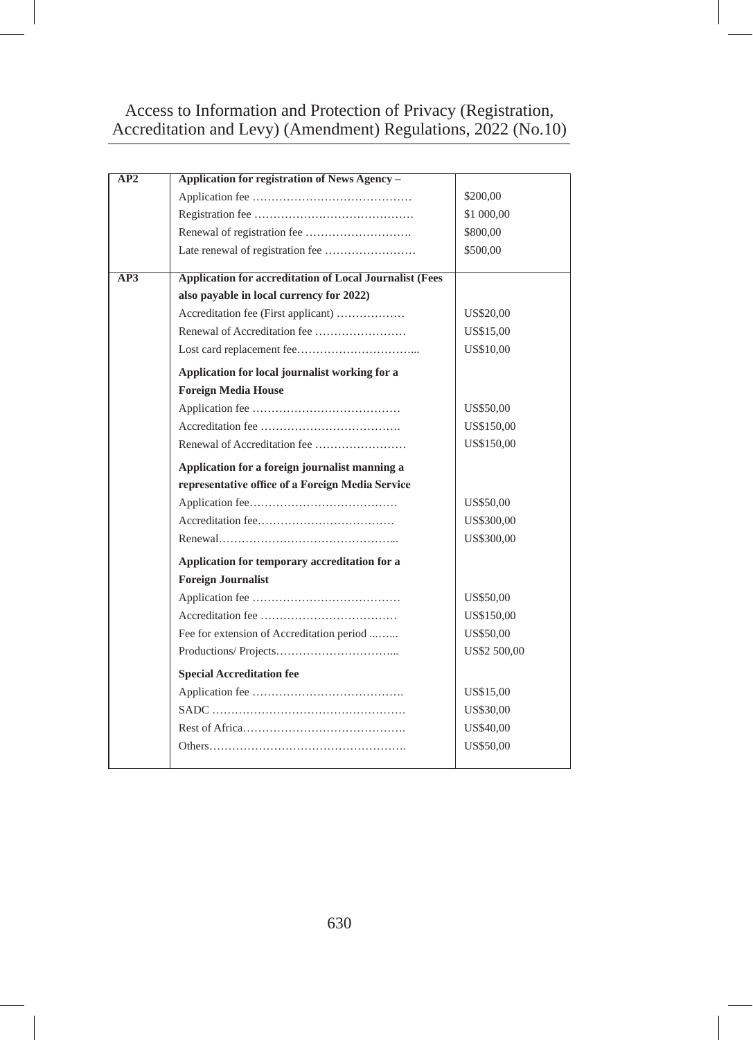| AP2 | **Application for registration of News Agency –** | |
|---|---|---|
| | Application fee …………………………………… | \$200,00 |
| | Registration fee …………………………………… | \$1 000,00 |
| | Renewal of registration fee ………………………. | \$800,00 |
| | Late renewal of registration fee …………………… | \$500,00 |
| AP3 | **Application for accreditation of Local Journalist (Fees also payable in local currency for 2022)** | |
| | Accreditation fee (First applicant) ……………… | US\$20,00 |
| | Renewal of Accreditation fee …………………… | US\$15,00 |
| | Lost card replacement fee…………………………... | US\$10,00 |
| | **Application for local journalist working for a Foreign Media House** | |
| | Application fee ………………………………… | US\$50,00 |
| | Accreditation fee ………………………………. | US\$150,00 |
| | Renewal of Accreditation fee …………………… | US\$150,00 |
| | **Application for a foreign journalist manning a representative office of a Foreign Media Service** | |
| | Application fee………………………………… | US\$50,00 |
| | Accreditation fee……………………………… | US\$300,00 |
| | Renewal………………………………………... | US\$300,00 |
| | **Application for temporary accreditation for a Foreign Journalist** | |
| | Application fee ………………………………… | US\$50,00 |
| | Accreditation fee ……………………………… | US\$150,00 |
| | Fee for extension of Accreditation period ...….. | US\$50,00 |
| | Productions/ Projects…………………………... | US\$2 500,00 |
| | **Special Accreditation fee** | |
| | Application fee …………………………………. | US\$15,00 |
| | SADC …………………………………………… | US\$30,00 |
| | Rest of Africa……………………………………. | US\$40,00 |
| | Others……………………………………………. | US\$50,00 |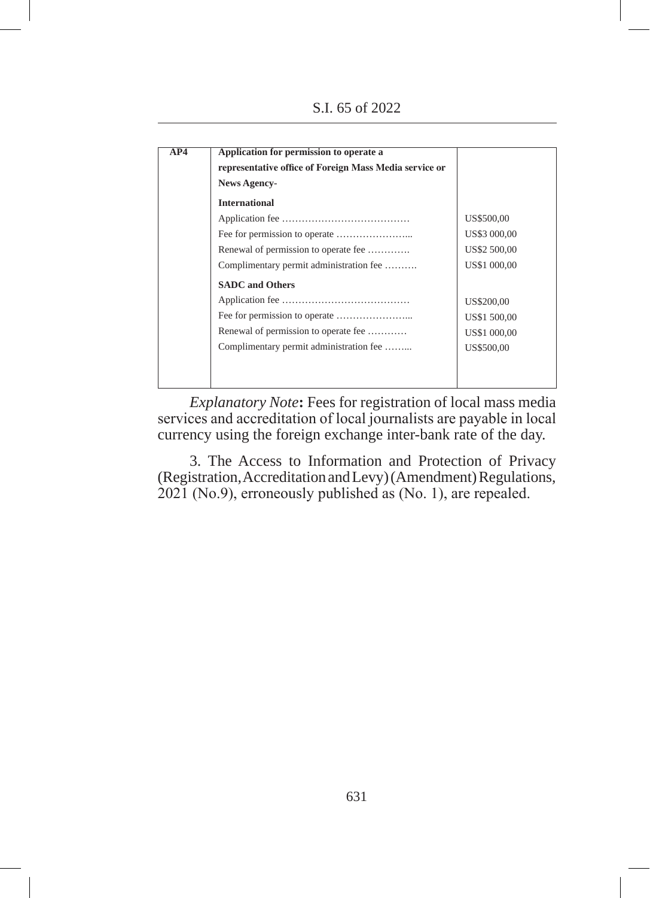| AP4 | **Application for permission to operate a representative office of Foreign Mass Media service or News Agency-** | |
|---|---|---|
| | **International** | |
| | Application fee ………………………………… | US$500,00 |
| | Fee for permission to operate …………………... | US$3 000,00 |
| | Renewal of permission to operate fee …………. | US$2 500,00 |
| | Complimentary permit administration fee ………. | US$1 000,00 |
| | **SADC and Others** | |
| | Application fee ………………………………… | US$200,00 |
| | Fee for permission to operate …………………... | US$1 500,00 |
| | Renewal of permission to operate fee ………… | US$1 000,00 |
| | Complimentary permit administration fee ……... | US$500,00 |

*Explanatory Note*: Fees for registration of local mass media services and accreditation of local journalists are payable in local currency using the foreign exchange inter-bank rate of the day.

3. The Access to Information and Protection of Privacy (Registration, Accreditation and Levy) (Amendment) Regulations, 2021 (No.9), erroneously published as (No. 1), are repealed.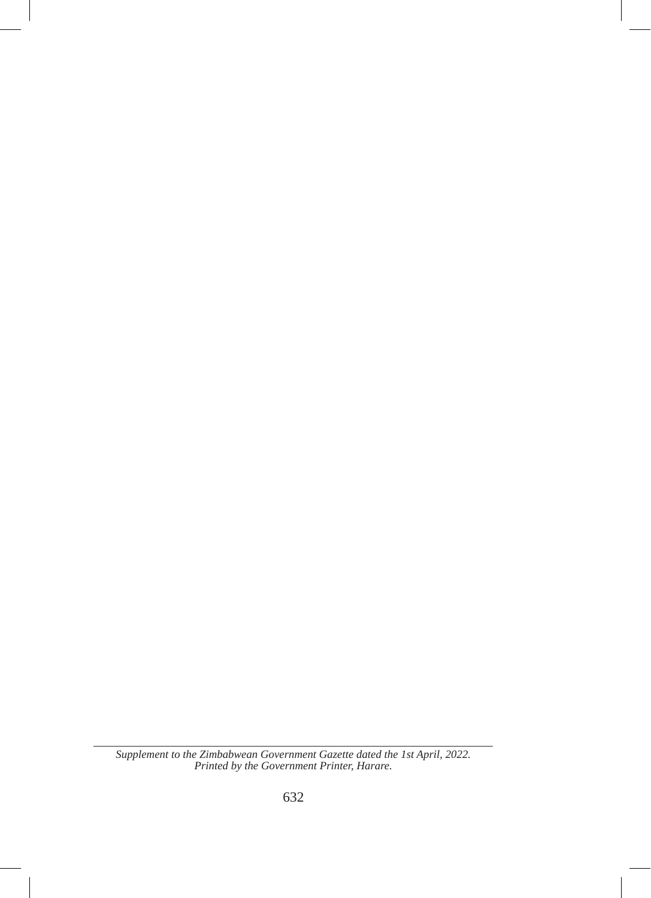*Supplement to the Zimbabwean Government Gazette dated the 1st April, 2022.*
*Printed by the Government Printer, Harare.*